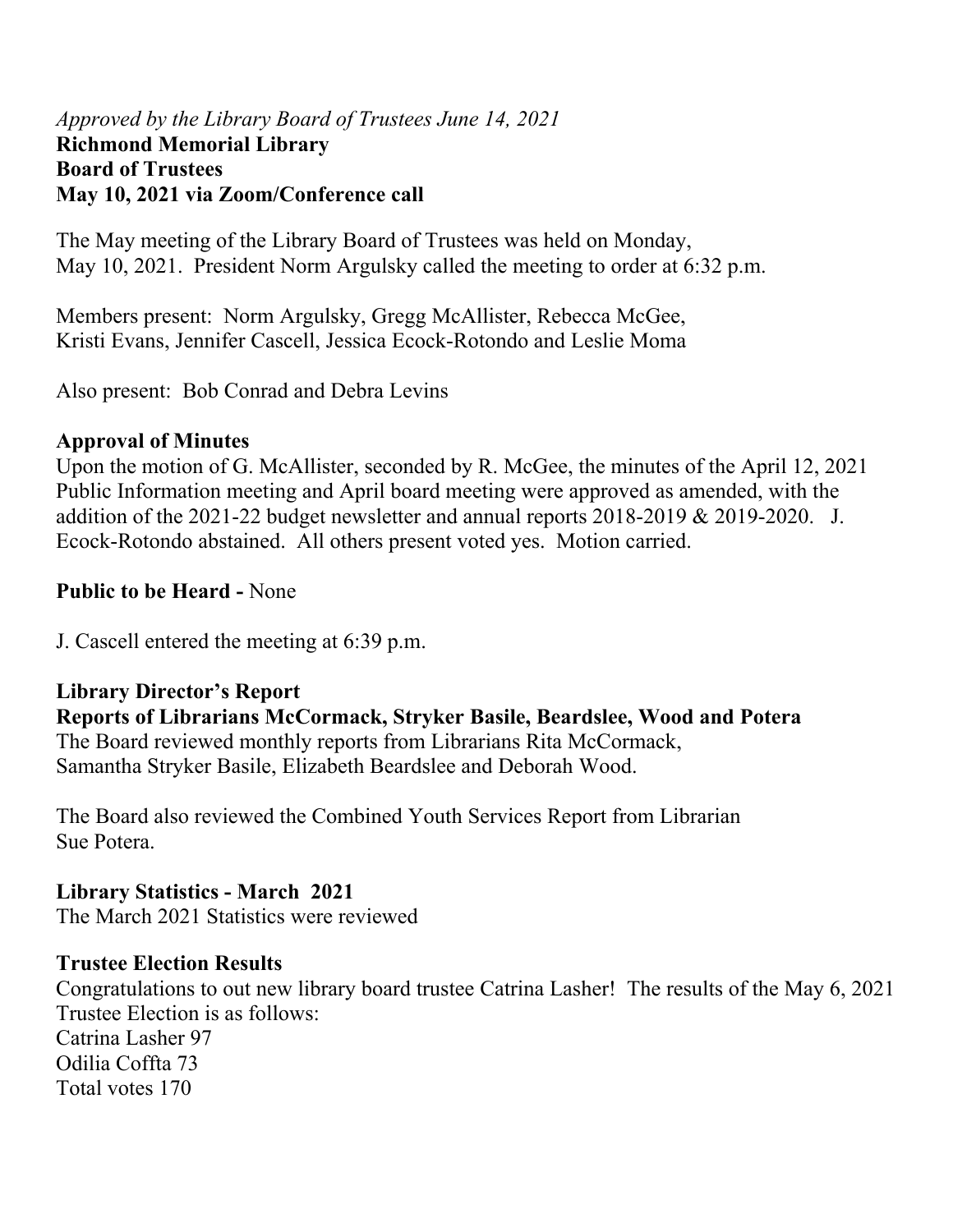*Approved by the Library Board of Trustees June 14, 2021*

**Richmond Memorial Library**
**Board of Trustees**
**May 10, 2021 via Zoom/Conference call**

The May meeting of the Library Board of Trustees was held on Monday, May 10, 2021. President Norm Argulsky called the meeting to order at 6:32 p.m.

Members present: Norm Argulsky, Gregg McAllister, Rebecca McGee, Kristi Evans, Jennifer Cascell, Jessica Ecock-Rotondo and Leslie Moma

Also present: Bob Conrad and Debra Levins

**Approval of Minutes**
Upon the motion of G. McAllister, seconded by R. McGee, the minutes of the April 12, 2021 Public Information meeting and April board meeting were approved as amended, with the addition of the 2021-22 budget newsletter and annual reports 2018-2019 & 2019-2020. J. Ecock-Rotondo abstained. All others present voted yes. Motion carried.

**Public to be Heard -** None

J. Cascell entered the meeting at 6:39 p.m.

**Library Director's Report**
**Reports of Librarians McCormack, Stryker Basile, Beardslee, Wood and Potera**
The Board reviewed monthly reports from Librarians Rita McCormack, Samantha Stryker Basile, Elizabeth Beardslee and Deborah Wood.

The Board also reviewed the Combined Youth Services Report from Librarian Sue Potera.

**Library Statistics - March 2021**
The March 2021 Statistics were reviewed

**Trustee Election Results**
Congratulations to out new library board trustee Catrina Lasher! The results of the May 6, 2021 Trustee Election is as follows:
Catrina Lasher 97
Odilia Coffta 73
Total votes 170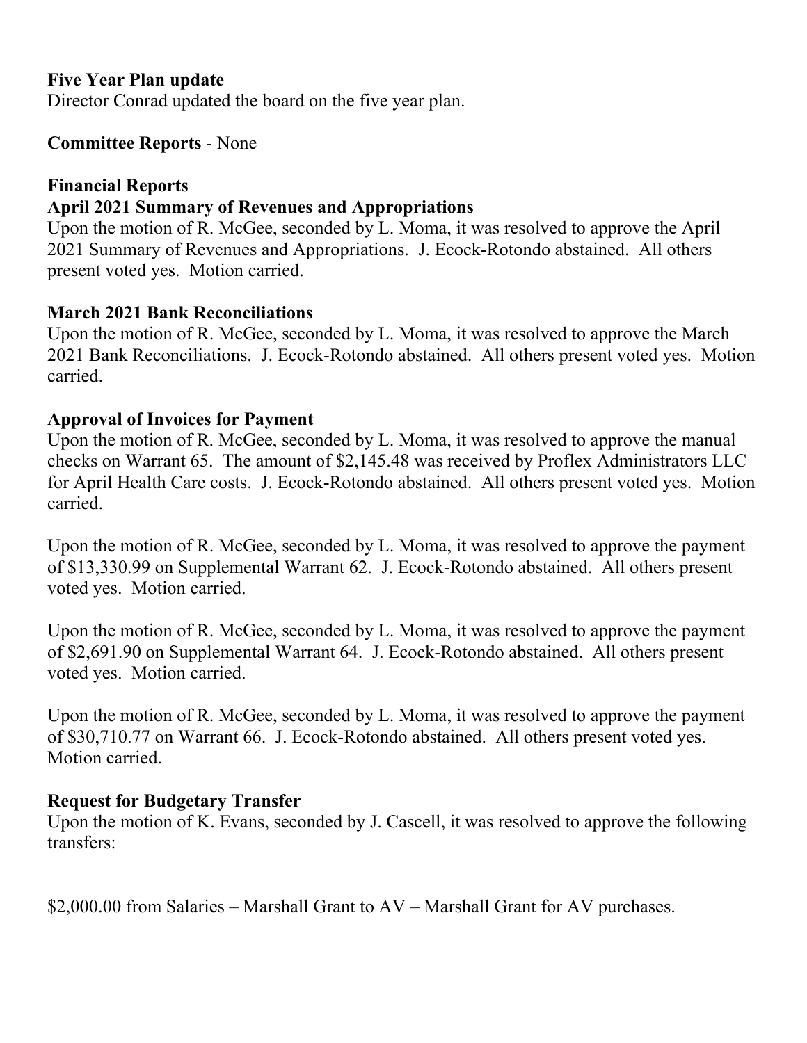**Five Year Plan update**
Director Conrad updated the board on the five year plan.

**Committee Reports** - None

**Financial Reports**
**April 2021 Summary of Revenues and Appropriations**
Upon the motion of R. McGee, seconded by L. Moma, it was resolved to approve the April 2021 Summary of Revenues and Appropriations. J. Ecock-Rotondo abstained. All others present voted yes. Motion carried.

**March 2021 Bank Reconciliations**
Upon the motion of R. McGee, seconded by L. Moma, it was resolved to approve the March 2021 Bank Reconciliations. J. Ecock-Rotondo abstained. All others present voted yes. Motion carried.

**Approval of Invoices for Payment**
Upon the motion of R. McGee, seconded by L. Moma, it was resolved to approve the manual checks on Warrant 65. The amount of $2,145.48 was received by Proflex Administrators LLC for April Health Care costs. J. Ecock-Rotondo abstained. All others present voted yes. Motion carried.

Upon the motion of R. McGee, seconded by L. Moma, it was resolved to approve the payment of $13,330.99 on Supplemental Warrant 62. J. Ecock-Rotondo abstained. All others present voted yes. Motion carried.

Upon the motion of R. McGee, seconded by L. Moma, it was resolved to approve the payment of $2,691.90 on Supplemental Warrant 64. J. Ecock-Rotondo abstained. All others present voted yes. Motion carried.

Upon the motion of R. McGee, seconded by L. Moma, it was resolved to approve the payment of $30,710.77 on Warrant 66. J. Ecock-Rotondo abstained. All others present voted yes. Motion carried.

**Request for Budgetary Transfer**
Upon the motion of K. Evans, seconded by J. Cascell, it was resolved to approve the following transfers:

$2,000.00 from Salaries – Marshall Grant to AV – Marshall Grant for AV purchases.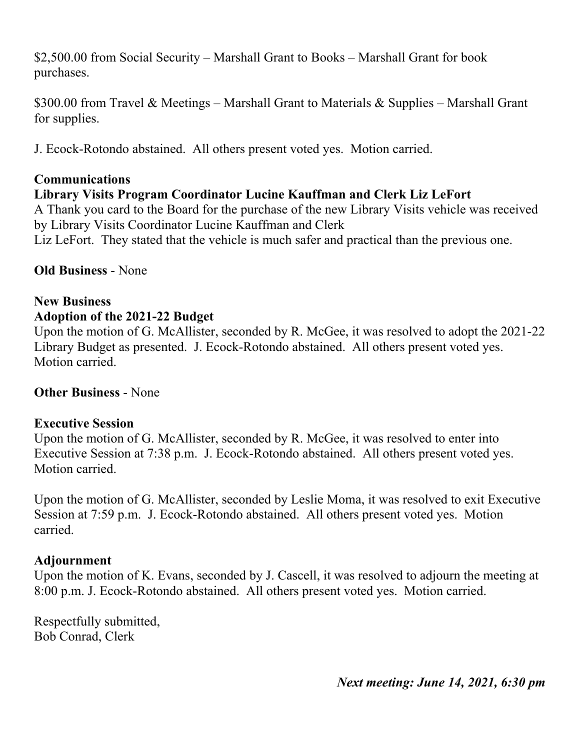$2,500.00 from Social Security – Marshall Grant to Books – Marshall Grant for book purchases.

$300.00 from Travel & Meetings – Marshall Grant to Materials & Supplies – Marshall Grant for supplies.

J. Ecock-Rotondo abstained. All others present voted yes. Motion carried.

**Communications**
**Library Visits Program Coordinator Lucine Kauffman and Clerk Liz LeFort**
A Thank you card to the Board for the purchase of the new Library Visits vehicle was received by Library Visits Coordinator Lucine Kauffman and Clerk
Liz LeFort. They stated that the vehicle is much safer and practical than the previous one.

**Old Business** - None

**New Business**
**Adoption of the 2021-22 Budget**
Upon the motion of G. McAllister, seconded by R. McGee, it was resolved to adopt the 2021-22 Library Budget as presented. J. Ecock-Rotondo abstained. All others present voted yes. Motion carried.

**Other Business** - None

**Executive Session**
Upon the motion of G. McAllister, seconded by R. McGee, it was resolved to enter into Executive Session at 7:38 p.m. J. Ecock-Rotondo abstained. All others present voted yes. Motion carried.

Upon the motion of G. McAllister, seconded by Leslie Moma, it was resolved to exit Executive Session at 7:59 p.m. J. Ecock-Rotondo abstained. All others present voted yes. Motion carried.

**Adjournment**
Upon the motion of K. Evans, seconded by J. Cascell, it was resolved to adjourn the meeting at 8:00 p.m. J. Ecock-Rotondo abstained. All others present voted yes. Motion carried.

Respectfully submitted,
Bob Conrad, Clerk

***Next meeting: June 14, 2021, 6:30 pm***